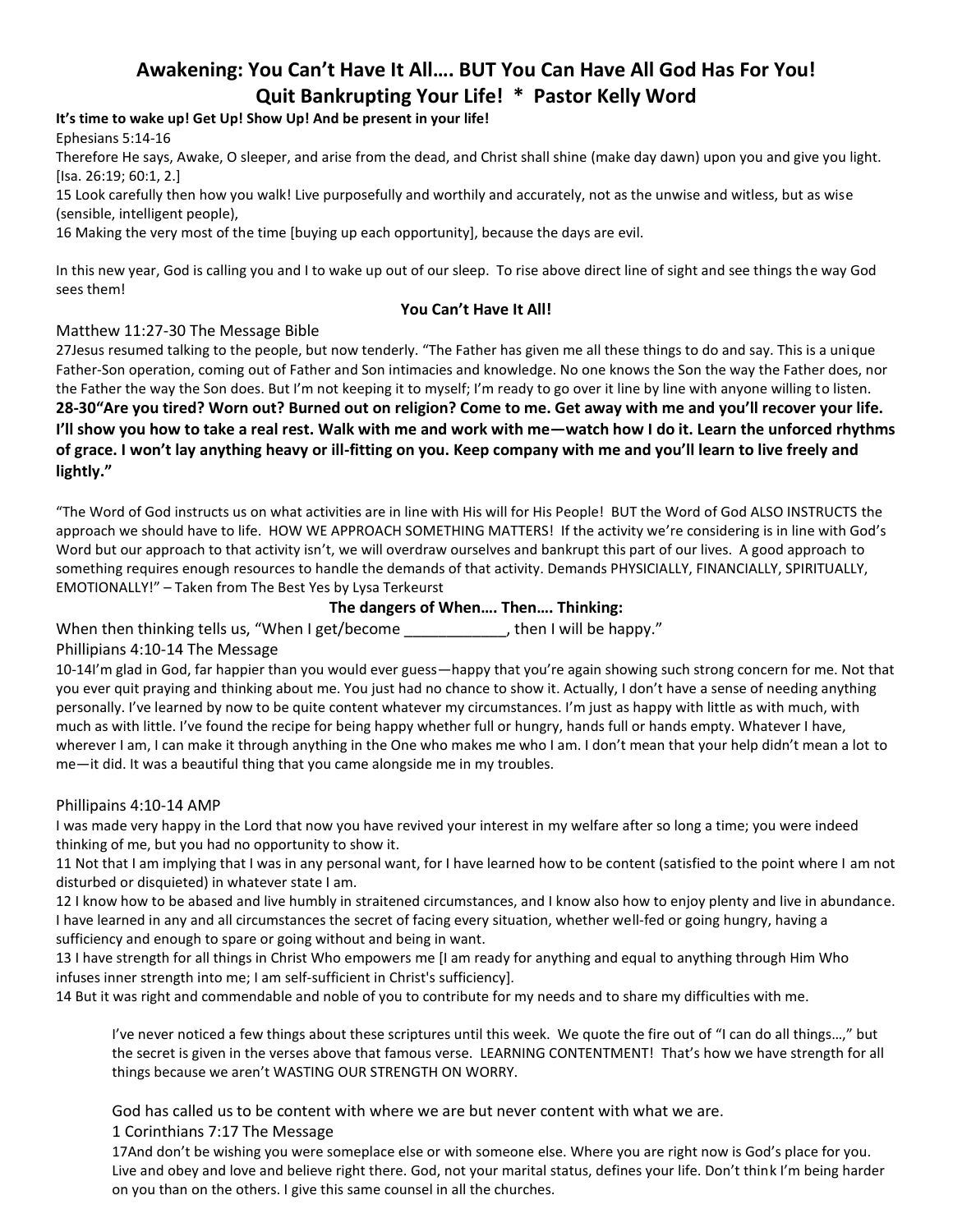# Awakening: You Can't Have It All…. BUT You Can Have All God Has For You!
## Quit Bankrupting Your Life! * Pastor Kelly Word

**It's time to wake up! Get Up! Show Up! And be present in your life!**

Ephesians 5:14-16

Therefore He says, Awake, O sleeper, and arise from the dead, and Christ shall shine (make day dawn) upon you and give you light. [Isa. 26:19; 60:1, 2.]

15 Look carefully then how you walk! Live purposefully and worthily and accurately, not as the unwise and witless, but as wise (sensible, intelligent people),

16 Making the very most of the time [buying up each opportunity], because the days are evil.

In this new year, God is calling you and I to wake up out of our sleep. To rise above direct line of sight and see things the way God sees them!

**You Can't Have It All!**

Matthew 11:27-30 The Message Bible

27Jesus resumed talking to the people, but now tenderly. "The Father has given me all these things to do and say. This is a unique Father-Son operation, coming out of Father and Son intimacies and knowledge. No one knows the Son the way the Father does, nor the Father the way the Son does. But I'm not keeping it to myself; I'm ready to go over it line by line with anyone willing to listen.

**28-30"Are you tired? Worn out? Burned out on religion? Come to me. Get away with me and you'll recover your life. I'll show you how to take a real rest. Walk with me and work with me—watch how I do it. Learn the unforced rhythms of grace. I won't lay anything heavy or ill-fitting on you. Keep company with me and you'll learn to live freely and lightly."**

"The Word of God instructs us on what activities are in line with His will for His People! BUT the Word of God ALSO INSTRUCTS the approach we should have to life. HOW WE APPROACH SOMETHING MATTERS! If the activity we're considering is in line with God's Word but our approach to that activity isn't, we will overdraw ourselves and bankrupt this part of our lives. A good approach to something requires enough resources to handle the demands of that activity. Demands PHYSICIALLY, FINANCIALLY, SPIRITUALLY, EMOTIONALLY!" – Taken from The Best Yes by Lysa Terkeurst

**The dangers of When…. Then…. Thinking:**

When then thinking tells us, "When I get/become ____________, then I will be happy."

Phillipians 4:10-14 The Message

10-14I'm glad in God, far happier than you would ever guess—happy that you're again showing such strong concern for me. Not that you ever quit praying and thinking about me. You just had no chance to show it. Actually, I don't have a sense of needing anything personally. I've learned by now to be quite content whatever my circumstances. I'm just as happy with little as with much, with much as with little. I've found the recipe for being happy whether full or hungry, hands full or hands empty. Whatever I have, wherever I am, I can make it through anything in the One who makes me who I am. I don't mean that your help didn't mean a lot to me—it did. It was a beautiful thing that you came alongside me in my troubles.

Phillipains 4:10-14 AMP

I was made very happy in the Lord that now you have revived your interest in my welfare after so long a time; you were indeed thinking of me, but you had no opportunity to show it.

11 Not that I am implying that I was in any personal want, for I have learned how to be content (satisfied to the point where I am not disturbed or disquieted) in whatever state I am.

12 I know how to be abased and live humbly in straitened circumstances, and I know also how to enjoy plenty and live in abundance. I have learned in any and all circumstances the secret of facing every situation, whether well-fed or going hungry, having a sufficiency and enough to spare or going without and being in want.

13 I have strength for all things in Christ Who empowers me [I am ready for anything and equal to anything through Him Who infuses inner strength into me; I am self-sufficient in Christ's sufficiency].

14 But it was right and commendable and noble of you to contribute for my needs and to share my difficulties with me.

> I've never noticed a few things about these scriptures until this week. We quote the fire out of "I can do all things…," but the secret is given in the verses above that famous verse. LEARNING CONTENTMENT! That's how we have strength for all things because we aren't WASTING OUR STRENGTH ON WORRY.
>
> God has called us to be content with where we are but never content with what we are.
>
> 1 Corinthians 7:17 The Message
>
> 17And don't be wishing you were someplace else or with someone else. Where you are right now is God's place for you. Live and obey and love and believe right there. God, not your marital status, defines your life. Don't think I'm being harder on you than on the others. I give this same counsel in all the churches.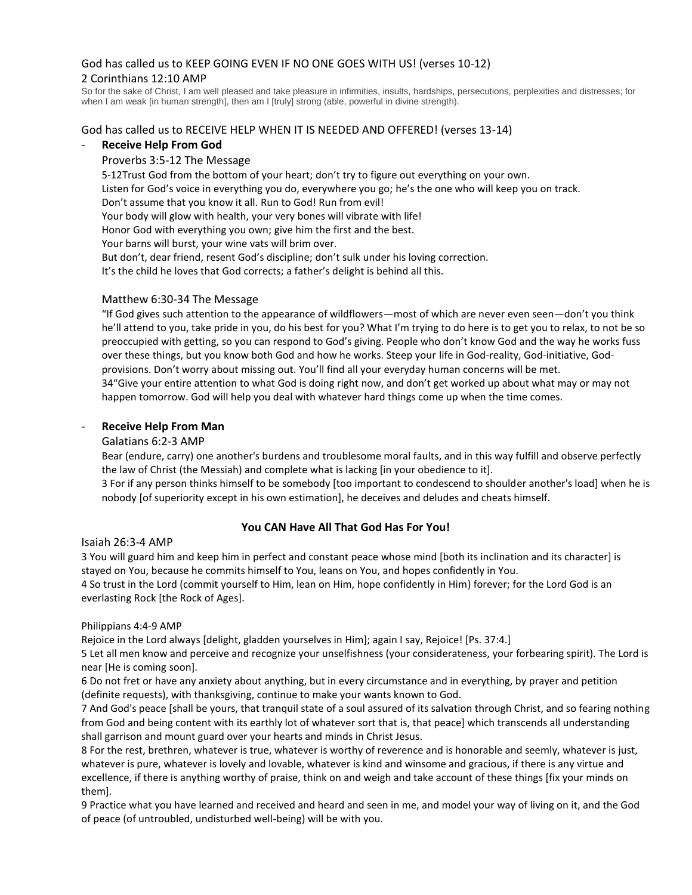God has called us to KEEP GOING EVEN IF NO ONE GOES WITH US! (verses 10-12)

2 Corinthians 12:10 AMP

So for the sake of Christ, I am well pleased and take pleasure in infirmities, insults, hardships, persecutions, perplexities and distresses; for when I am weak [in human strength], then am I [truly] strong (able, powerful in divine strength).

God has called us to RECEIVE HELP WHEN IT IS NEEDED AND OFFERED! (verses 13-14)

- **Receive Help From God**

  Proverbs 3:5-12 The Message

  5-12Trust God from the bottom of your heart; don't try to figure out everything on your own.
  Listen for God's voice in everything you do, everywhere you go; he's the one who will keep you on track.
  Don't assume that you know it all. Run to God! Run from evil!
  Your body will glow with health, your very bones will vibrate with life!
  Honor God with everything you own; give him the first and the best.
  Your barns will burst, your wine vats will brim over.
  But don't, dear friend, resent God's discipline; don't sulk under his loving correction.
  It's the child he loves that God corrects; a father's delight is behind all this.

  Matthew 6:30-34 The Message

  "If God gives such attention to the appearance of wildflowers—most of which are never even seen—don't you think he'll attend to you, take pride in you, do his best for you? What I'm trying to do here is to get you to relax, to not be so preoccupied with getting, so you can respond to God's giving. People who don't know God and the way he works fuss over these things, but you know both God and how he works. Steep your life in God-reality, God-initiative, God-provisions. Don't worry about missing out. You'll find all your everyday human concerns will be met.
  34"Give your entire attention to what God is doing right now, and don't get worked up about what may or may not happen tomorrow. God will help you deal with whatever hard things come up when the time comes.

- **Receive Help From Man**

  Galatians 6:2-3 AMP

  Bear (endure, carry) one another's burdens and troublesome moral faults, and in this way fulfill and observe perfectly the law of Christ (the Messiah) and complete what is lacking [in your obedience to it].
  3 For if any person thinks himself to be somebody [too important to condescend to shoulder another's load] when he is nobody [of superiority except in his own estimation], he deceives and deludes and cheats himself.

**You CAN Have All That God Has For You!**

Isaiah 26:3-4 AMP

3 You will guard him and keep him in perfect and constant peace whose mind [both its inclination and its character] is stayed on You, because he commits himself to You, leans on You, and hopes confidently in You.
4 So trust in the Lord (commit yourself to Him, lean on Him, hope confidently in Him) forever; for the Lord God is an everlasting Rock [the Rock of Ages].

Philippians 4:4-9 AMP

Rejoice in the Lord always [delight, gladden yourselves in Him]; again I say, Rejoice! [Ps. 37:4.]
5 Let all men know and perceive and recognize your unselfishness (your considerateness, your forbearing spirit). The Lord is near [He is coming soon].
6 Do not fret or have any anxiety about anything, but in every circumstance and in everything, by prayer and petition (definite requests), with thanksgiving, continue to make your wants known to God.
7 And God's peace [shall be yours, that tranquil state of a soul assured of its salvation through Christ, and so fearing nothing from God and being content with its earthly lot of whatever sort that is, that peace] which transcends all understanding shall garrison and mount guard over your hearts and minds in Christ Jesus.
8 For the rest, brethren, whatever is true, whatever is worthy of reverence and is honorable and seemly, whatever is just, whatever is pure, whatever is lovely and lovable, whatever is kind and winsome and gracious, if there is any virtue and excellence, if there is anything worthy of praise, think on and weigh and take account of these things [fix your minds on them].
9 Practice what you have learned and received and heard and seen in me, and model your way of living on it, and the God of peace (of untroubled, undisturbed well-being) will be with you.